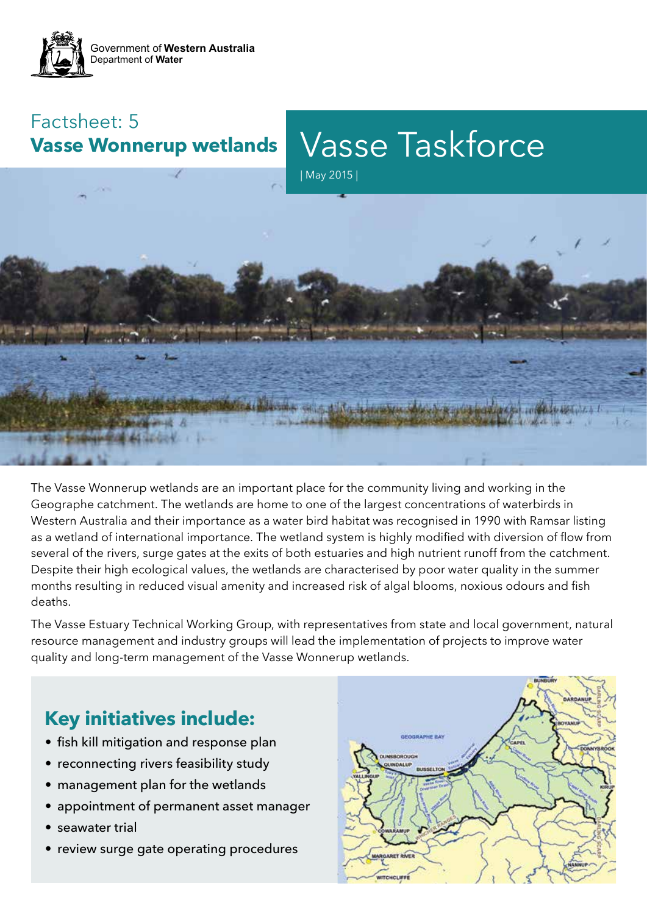Government of **Western Australia**
Department of **Water**

Factsheet: 5
**Vasse Wonnerup wetlands**

# Vasse Taskforce

| May 2015 |

The Vasse Wonnerup wetlands are an important place for the community living and working in the Geographe catchment. The wetlands are home to one of the largest concentrations of waterbirds in Western Australia and their importance as a water bird habitat was recognised in 1990 with Ramsar listing as a wetland of international importance. The wetland system is highly modified with diversion of flow from several of the rivers, surge gates at the exits of both estuaries and high nutrient runoff from the catchment. Despite their high ecological values, the wetlands are characterised by poor water quality in the summer months resulting in reduced visual amenity and increased risk of algal blooms, noxious odours and fish deaths.

The Vasse Estuary Technical Working Group, with representatives from state and local government, natural resource management and industry groups will lead the implementation of projects to improve water quality and long-term management of the Vasse Wonnerup wetlands.

## Key initiatives include:

- fish kill mitigation and response plan
- reconnecting rivers feasibility study
- management plan for the wetlands
- appointment of permanent asset manager
- seawater trial
- review surge gate operating procedures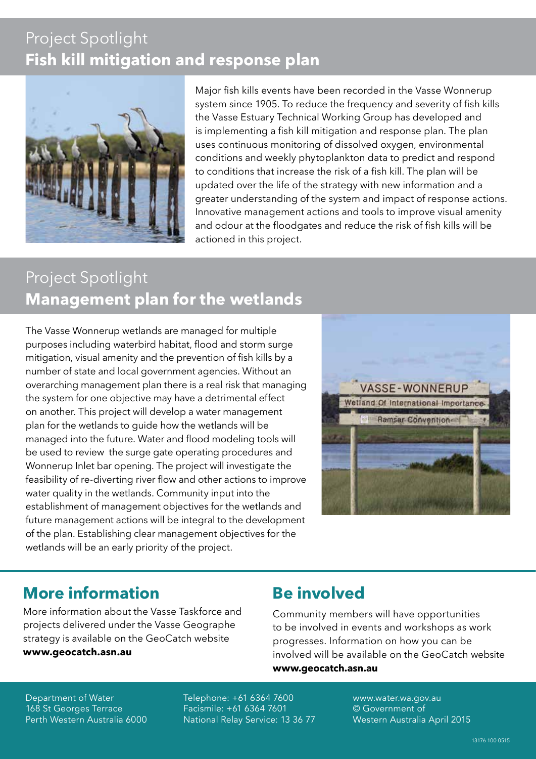## Project Spotlight
## **Fish kill mitigation and response plan**

Major fish kills events have been recorded in the Vasse Wonnerup system since 1905. To reduce the frequency and severity of fish kills the Vasse Estuary Technical Working Group has developed and is implementing a fish kill mitigation and response plan. The plan uses continuous monitoring of dissolved oxygen, environmental conditions and weekly phytoplankton data to predict and respond to conditions that increase the risk of a fish kill. The plan will be updated over the life of the strategy with new information and a greater understanding of the system and impact of response actions. Innovative management actions and tools to improve visual amenity and odour at the floodgates and reduce the risk of fish kills will be actioned in this project.

## Project Spotlight
## **Management plan for the wetlands**

The Vasse Wonnerup wetlands are managed for multiple purposes including waterbird habitat, flood and storm surge mitigation, visual amenity and the prevention of fish kills by a number of state and local government agencies. Without an overarching management plan there is a real risk that managing the system for one objective may have a detrimental effect on another. This project will develop a water management plan for the wetlands to guide how the wetlands will be managed into the future. Water and flood modeling tools will be used to review the surge gate operating procedures and Wonnerup Inlet bar opening. The project will investigate the feasibility of re-diverting river flow and other actions to improve water quality in the wetlands. Community input into the establishment of management objectives for the wetlands and future management actions will be integral to the development of the plan. Establishing clear management objectives for the wetlands will be an early priority of the project.

## More information

More information about the Vasse Taskforce and projects delivered under the Vasse Geographe strategy is available on the GeoCatch website **www.geocatch.asn.au**

## Be involved

Community members will have opportunities to be involved in events and workshops as work progresses. Information on how you can be involved will be available on the GeoCatch website **www.geocatch.asn.au**

Department of Water
168 St Georges Terrace
Perth Western Australia 6000

Telephone: +61 6364 7600
Facismile: +61 6364 7601
National Relay Service: 13 36 77

www.water.wa.gov.au
© Government of
Western Australia April 2015

13176 100 0515